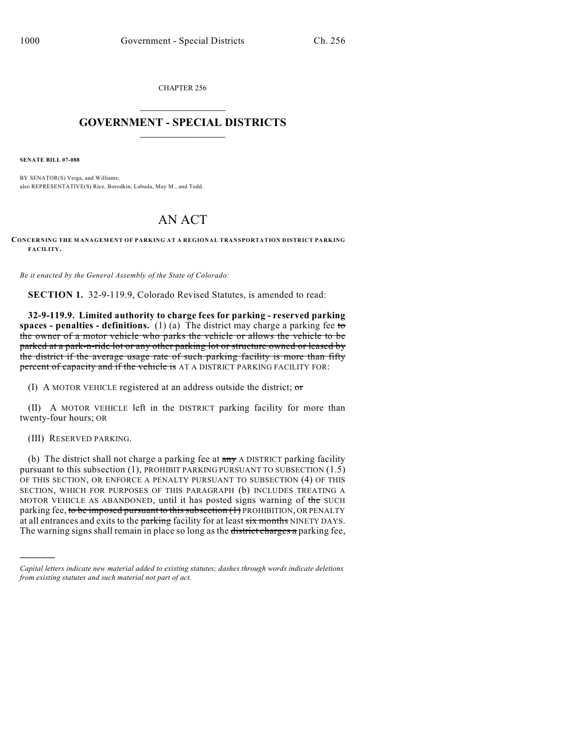CHAPTER 256

# GOVERNMENT - SPECIAL DISTRICTS

**SENATE BILL 07-088**

BY SENATOR(S) Veiga, and Williams;
also REPRESENTATIVE(S) Rice, Borodkin, Labuda, May M., and Todd.

# AN ACT

**CONCERNING THE MANAGEMENT OF PARKING AT A REGIONAL TRANSPORTATION DISTRICT PARKING FACILITY.**

*Be it enacted by the General Assembly of the State of Colorado:*

**SECTION 1.** 32-9-119.9, Colorado Revised Statutes, is amended to read:

**32-9-119.9. Limited authority to charge fees for parking - reserved parking spaces - penalties - definitions.** (1) (a) The district may charge a parking fee ~~to the owner of a motor vehicle who parks the vehicle or allows the vehicle to be parked at a park-n-ride lot or any other parking lot or structure owned or leased by the district if the average usage rate of such parking facility is more than fifty percent of capacity and if the vehicle is~~ AT A DISTRICT PARKING FACILITY FOR:

(I) A MOTOR VEHICLE registered at an address outside the district; ~~or~~

(II) A MOTOR VEHICLE left in the DISTRICT parking facility for more than twenty-four hours; OR

(III) RESERVED PARKING.

(b) The district shall not charge a parking fee at ~~any~~ A DISTRICT parking facility pursuant to this subsection (1), PROHIBIT PARKING PURSUANT TO SUBSECTION (1.5) OF THIS SECTION, OR ENFORCE A PENALTY PURSUANT TO SUBSECTION (4) OF THIS SECTION, WHICH FOR PURPOSES OF THIS PARAGRAPH (b) INCLUDES TREATING A MOTOR VEHICLE AS ABANDONED, until it has posted signs warning of ~~the~~ SUCH parking fee, ~~to be imposed pursuant to this subsection (1)~~ PROHIBITION, OR PENALTY at all entrances and exits to the ~~parking~~ facility for at least ~~six months~~ NINETY DAYS. The warning signs shall remain in place so long as the ~~district charges a~~ parking fee,

*Capital letters indicate new material added to existing statutes; dashes through words indicate deletions from existing statutes and such material not part of act.*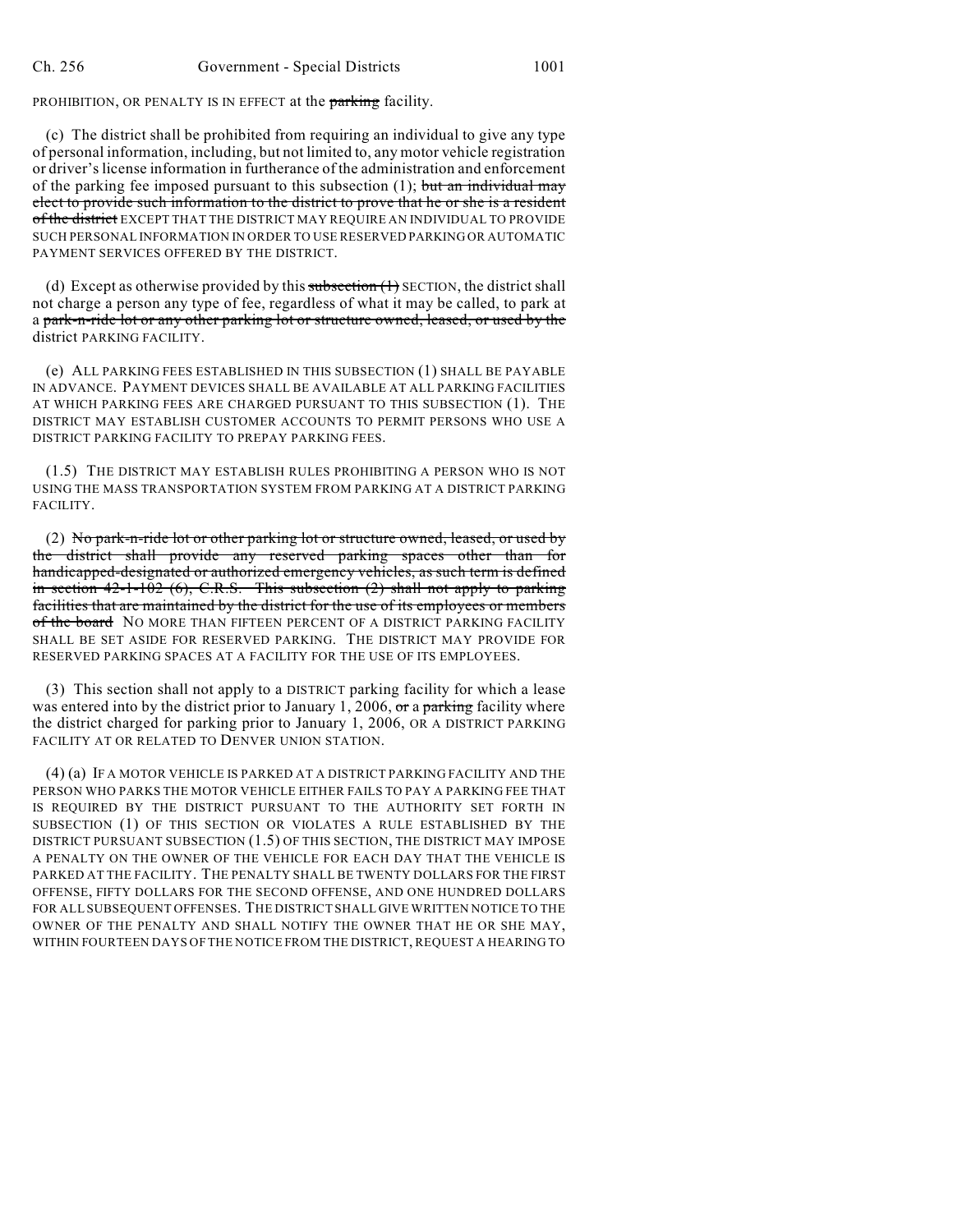PROHIBITION, OR PENALTY IS IN EFFECT at the ~~parking~~ facility.

(c) The district shall be prohibited from requiring an individual to give any type of personal information, including, but not limited to, any motor vehicle registration or driver's license information in furtherance of the administration and enforcement of the parking fee imposed pursuant to this subsection (1); ~~but an individual may elect to provide such information to the district to prove that he or she is a resident of the district~~ EXCEPT THAT THE DISTRICT MAY REQUIRE AN INDIVIDUAL TO PROVIDE SUCH PERSONAL INFORMATION IN ORDER TO USE RESERVED PARKING OR AUTOMATIC PAYMENT SERVICES OFFERED BY THE DISTRICT.

(d) Except as otherwise provided by this ~~subsection (1)~~ SECTION, the district shall not charge a person any type of fee, regardless of what it may be called, to park at a ~~park-n-ride lot or any other parking lot or structure owned, leased, or used by the~~ district PARKING FACILITY.

(e) ALL PARKING FEES ESTABLISHED IN THIS SUBSECTION (1) SHALL BE PAYABLE IN ADVANCE. PAYMENT DEVICES SHALL BE AVAILABLE AT ALL PARKING FACILITIES AT WHICH PARKING FEES ARE CHARGED PURSUANT TO THIS SUBSECTION (1). THE DISTRICT MAY ESTABLISH CUSTOMER ACCOUNTS TO PERMIT PERSONS WHO USE A DISTRICT PARKING FACILITY TO PREPAY PARKING FEES.

(1.5) THE DISTRICT MAY ESTABLISH RULES PROHIBITING A PERSON WHO IS NOT USING THE MASS TRANSPORTATION SYSTEM FROM PARKING AT A DISTRICT PARKING FACILITY.

(2) ~~No park-n-ride lot or other parking lot or structure owned, leased, or used by the district shall provide any reserved parking spaces other than for handicapped-designated or authorized emergency vehicles, as such term is defined in section 42-1-102 (6), C.R.S. This subsection (2) shall not apply to parking facilities that are maintained by the district for the use of its employees or members of the board~~ NO MORE THAN FIFTEEN PERCENT OF A DISTRICT PARKING FACILITY SHALL BE SET ASIDE FOR RESERVED PARKING. THE DISTRICT MAY PROVIDE FOR RESERVED PARKING SPACES AT A FACILITY FOR THE USE OF ITS EMPLOYEES.

(3) This section shall not apply to a DISTRICT parking facility for which a lease was entered into by the district prior to January 1, 2006, ~~or~~ a ~~parking~~ facility where the district charged for parking prior to January 1, 2006, OR A DISTRICT PARKING FACILITY AT OR RELATED TO DENVER UNION STATION.

(4) (a) IF A MOTOR VEHICLE IS PARKED AT A DISTRICT PARKING FACILITY AND THE PERSON WHO PARKS THE MOTOR VEHICLE EITHER FAILS TO PAY A PARKING FEE THAT IS REQUIRED BY THE DISTRICT PURSUANT TO THE AUTHORITY SET FORTH IN SUBSECTION (1) OF THIS SECTION OR VIOLATES A RULE ESTABLISHED BY THE DISTRICT PURSUANT SUBSECTION (1.5) OF THIS SECTION, THE DISTRICT MAY IMPOSE A PENALTY ON THE OWNER OF THE VEHICLE FOR EACH DAY THAT THE VEHICLE IS PARKED AT THE FACILITY. THE PENALTY SHALL BE TWENTY DOLLARS FOR THE FIRST OFFENSE, FIFTY DOLLARS FOR THE SECOND OFFENSE, AND ONE HUNDRED DOLLARS FOR ALL SUBSEQUENT OFFENSES. THE DISTRICT SHALL GIVE WRITTEN NOTICE TO THE OWNER OF THE PENALTY AND SHALL NOTIFY THE OWNER THAT HE OR SHE MAY, WITHIN FOURTEEN DAYS OF THE NOTICE FROM THE DISTRICT, REQUEST A HEARING TO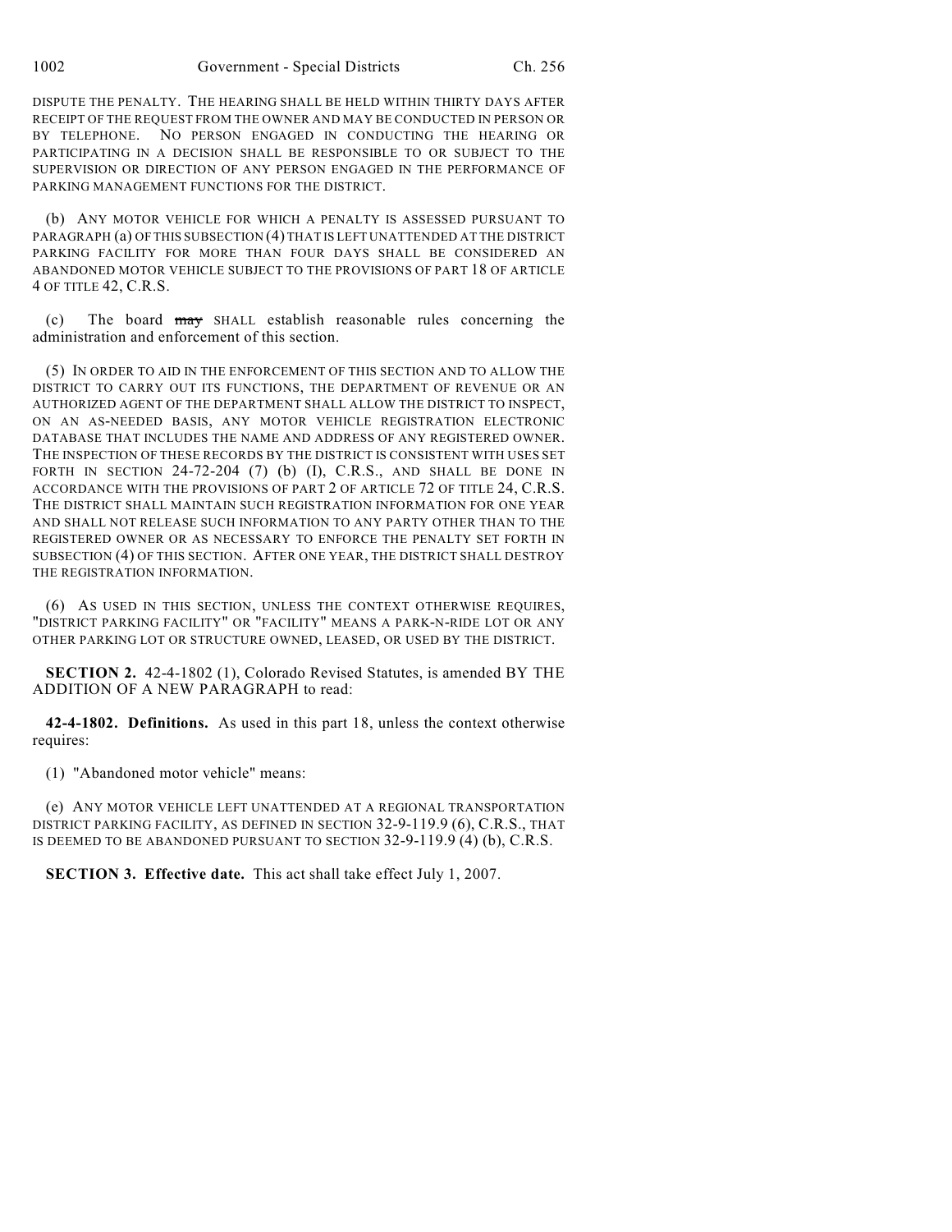DISPUTE THE PENALTY. THE HEARING SHALL BE HELD WITHIN THIRTY DAYS AFTER RECEIPT OF THE REQUEST FROM THE OWNER AND MAY BE CONDUCTED IN PERSON OR BY TELEPHONE. NO PERSON ENGAGED IN CONDUCTING THE HEARING OR PARTICIPATING IN A DECISION SHALL BE RESPONSIBLE TO OR SUBJECT TO THE SUPERVISION OR DIRECTION OF ANY PERSON ENGAGED IN THE PERFORMANCE OF PARKING MANAGEMENT FUNCTIONS FOR THE DISTRICT.

(b) ANY MOTOR VEHICLE FOR WHICH A PENALTY IS ASSESSED PURSUANT TO PARAGRAPH (a) OF THIS SUBSECTION (4) THAT IS LEFT UNATTENDED AT THE DISTRICT PARKING FACILITY FOR MORE THAN FOUR DAYS SHALL BE CONSIDERED AN ABANDONED MOTOR VEHICLE SUBJECT TO THE PROVISIONS OF PART 18 OF ARTICLE 4 OF TITLE 42, C.R.S.

(c) The board ~~may~~ SHALL establish reasonable rules concerning the administration and enforcement of this section.

(5) IN ORDER TO AID IN THE ENFORCEMENT OF THIS SECTION AND TO ALLOW THE DISTRICT TO CARRY OUT ITS FUNCTIONS, THE DEPARTMENT OF REVENUE OR AN AUTHORIZED AGENT OF THE DEPARTMENT SHALL ALLOW THE DISTRICT TO INSPECT, ON AN AS-NEEDED BASIS, ANY MOTOR VEHICLE REGISTRATION ELECTRONIC DATABASE THAT INCLUDES THE NAME AND ADDRESS OF ANY REGISTERED OWNER. THE INSPECTION OF THESE RECORDS BY THE DISTRICT IS CONSISTENT WITH USES SET FORTH IN SECTION 24-72-204 (7) (b) (I), C.R.S., AND SHALL BE DONE IN ACCORDANCE WITH THE PROVISIONS OF PART 2 OF ARTICLE 72 OF TITLE 24, C.R.S. THE DISTRICT SHALL MAINTAIN SUCH REGISTRATION INFORMATION FOR ONE YEAR AND SHALL NOT RELEASE SUCH INFORMATION TO ANY PARTY OTHER THAN TO THE REGISTERED OWNER OR AS NECESSARY TO ENFORCE THE PENALTY SET FORTH IN SUBSECTION (4) OF THIS SECTION. AFTER ONE YEAR, THE DISTRICT SHALL DESTROY THE REGISTRATION INFORMATION.

(6) AS USED IN THIS SECTION, UNLESS THE CONTEXT OTHERWISE REQUIRES, "DISTRICT PARKING FACILITY" OR "FACILITY" MEANS A PARK-N-RIDE LOT OR ANY OTHER PARKING LOT OR STRUCTURE OWNED, LEASED, OR USED BY THE DISTRICT.

**SECTION 2.** 42-4-1802 (1), Colorado Revised Statutes, is amended BY THE ADDITION OF A NEW PARAGRAPH to read:

**42-4-1802. Definitions.** As used in this part 18, unless the context otherwise requires:

(1) "Abandoned motor vehicle" means:

(e) ANY MOTOR VEHICLE LEFT UNATTENDED AT A REGIONAL TRANSPORTATION DISTRICT PARKING FACILITY, AS DEFINED IN SECTION 32-9-119.9 (6), C.R.S., THAT IS DEEMED TO BE ABANDONED PURSUANT TO SECTION 32-9-119.9 (4) (b), C.R.S.

**SECTION 3. Effective date.** This act shall take effect July 1, 2007.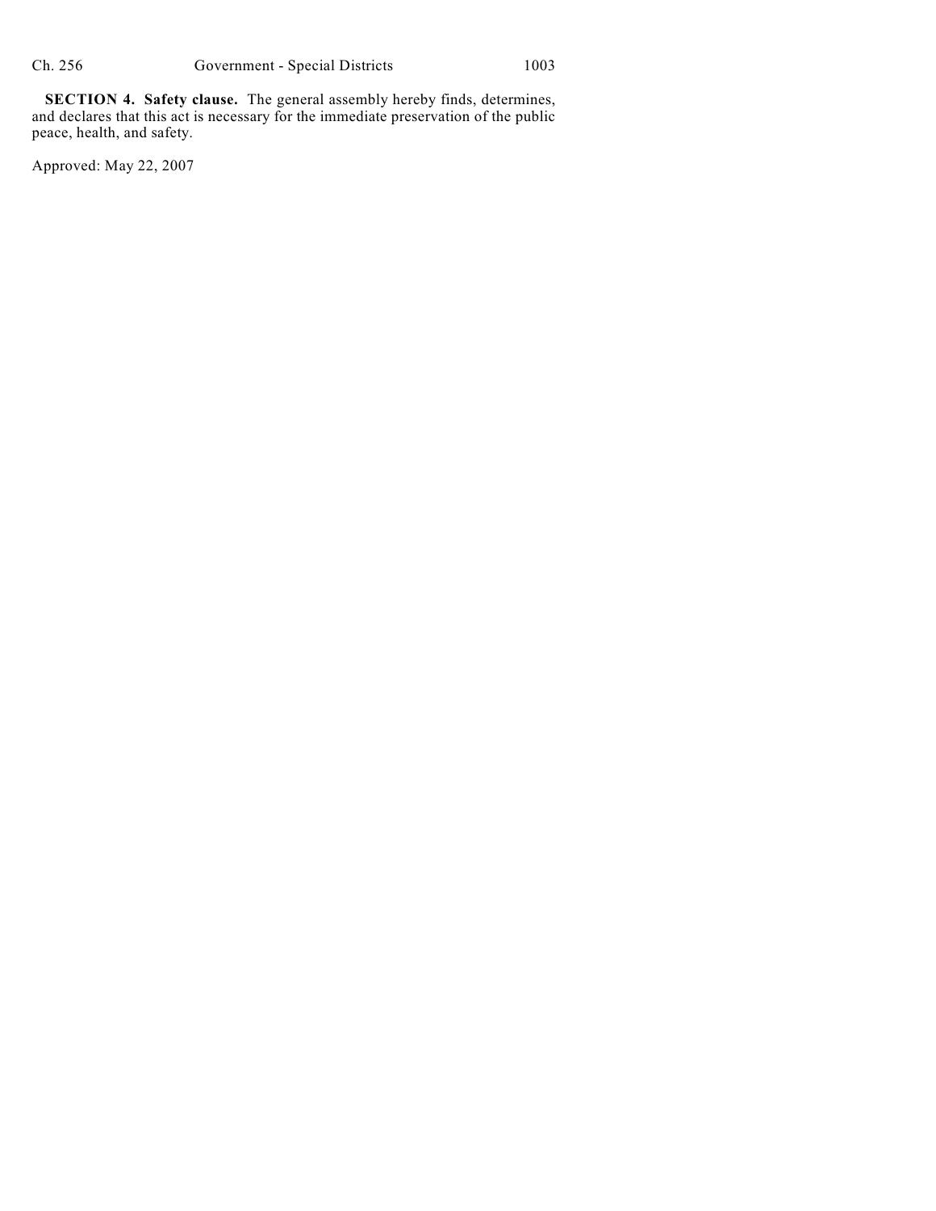**SECTION 4. Safety clause.** The general assembly hereby finds, determines, and declares that this act is necessary for the immediate preservation of the public peace, health, and safety.

Approved: May 22, 2007